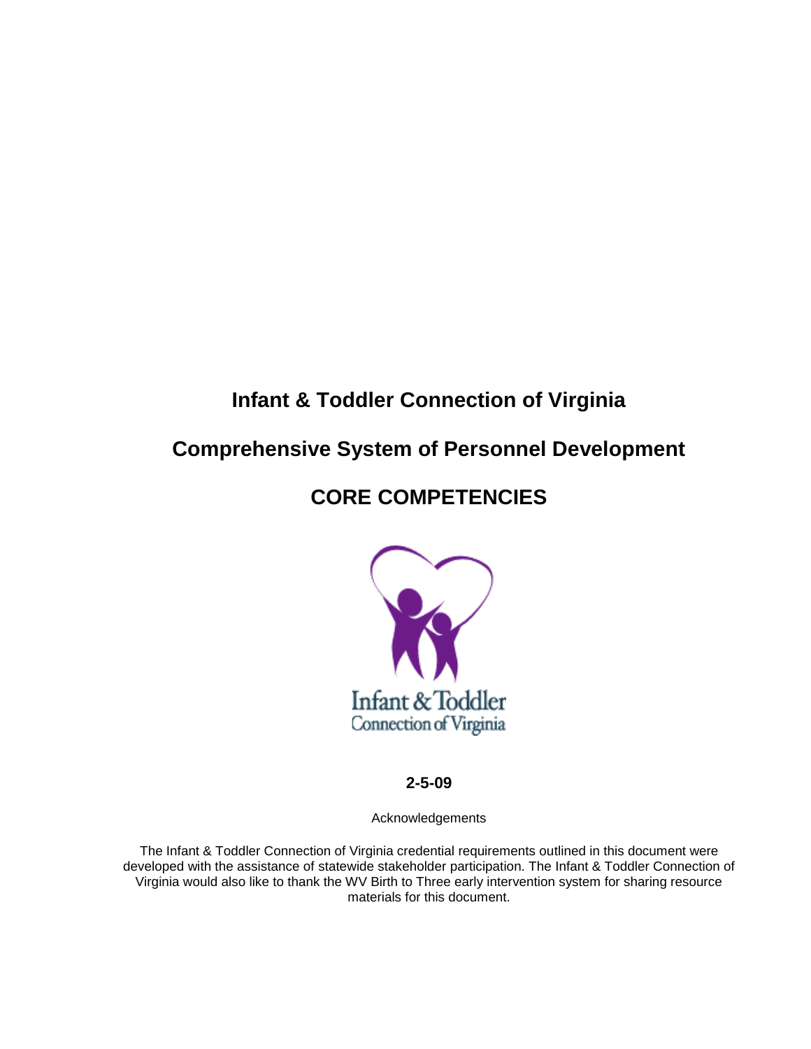# Infant & Toddler Connection of Virginia

# Comprehensive System of Personnel Development

# CORE COMPETENCIES

Infant & Toddler
Connection of Virginia

**2-5-09**

Acknowledgements

The Infant & Toddler Connection of Virginia credential requirements outlined in this document were developed with the assistance of statewide stakeholder participation. The Infant & Toddler Connection of Virginia would also like to thank the WV Birth to Three early intervention system for sharing resource materials for this document.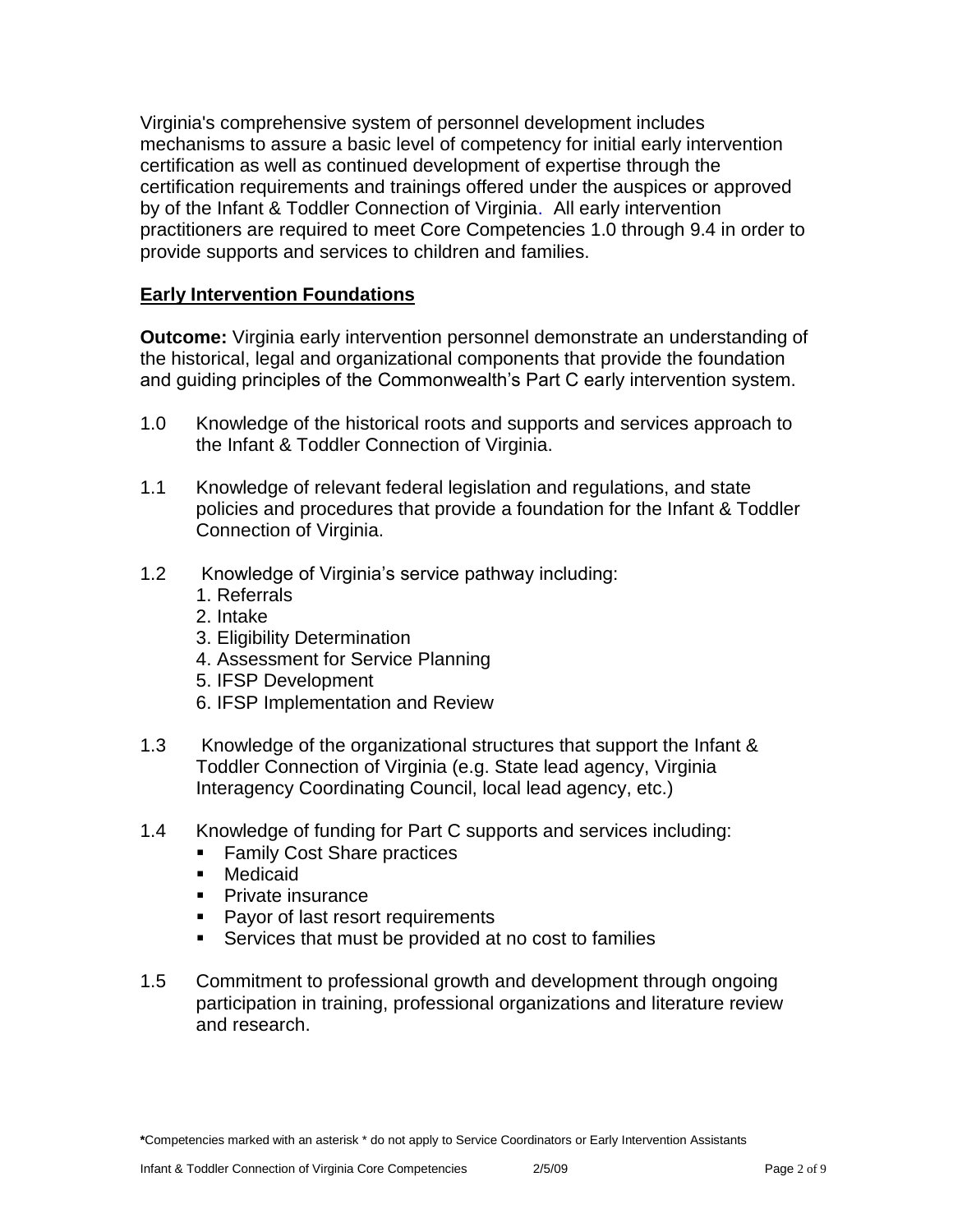Virginia's comprehensive system of personnel development includes mechanisms to assure a basic level of competency for initial early intervention certification as well as continued development of expertise through the certification requirements and trainings offered under the auspices or approved by of the Infant & Toddler Connection of Virginia. All early intervention practitioners are required to meet Core Competencies 1.0 through 9.4 in order to provide supports and services to children and families.

## **Early Intervention Foundations**

**Outcome:** Virginia early intervention personnel demonstrate an understanding of the historical, legal and organizational components that provide the foundation and guiding principles of the Commonwealth's Part C early intervention system.

1.0 Knowledge of the historical roots and supports and services approach to the Infant & Toddler Connection of Virginia.

1.1 Knowledge of relevant federal legislation and regulations, and state policies and procedures that provide a foundation for the Infant & Toddler Connection of Virginia.

1.2 Knowledge of Virginia's service pathway including:
   1. Referrals
   2. Intake
   3. Eligibility Determination
   4. Assessment for Service Planning
   5. IFSP Development
   6. IFSP Implementation and Review

1.3 Knowledge of the organizational structures that support the Infant & Toddler Connection of Virginia (e.g. State lead agency, Virginia Interagency Coordinating Council, local lead agency, etc.)

1.4 Knowledge of funding for Part C supports and services including:
   - Family Cost Share practices
   - Medicaid
   - Private insurance
   - Payor of last resort requirements
   - Services that must be provided at no cost to families

1.5 Commitment to professional growth and development through ongoing participation in training, professional organizations and literature review and research.

**\***Competencies marked with an asterisk * do not apply to Service Coordinators or Early Intervention Assistants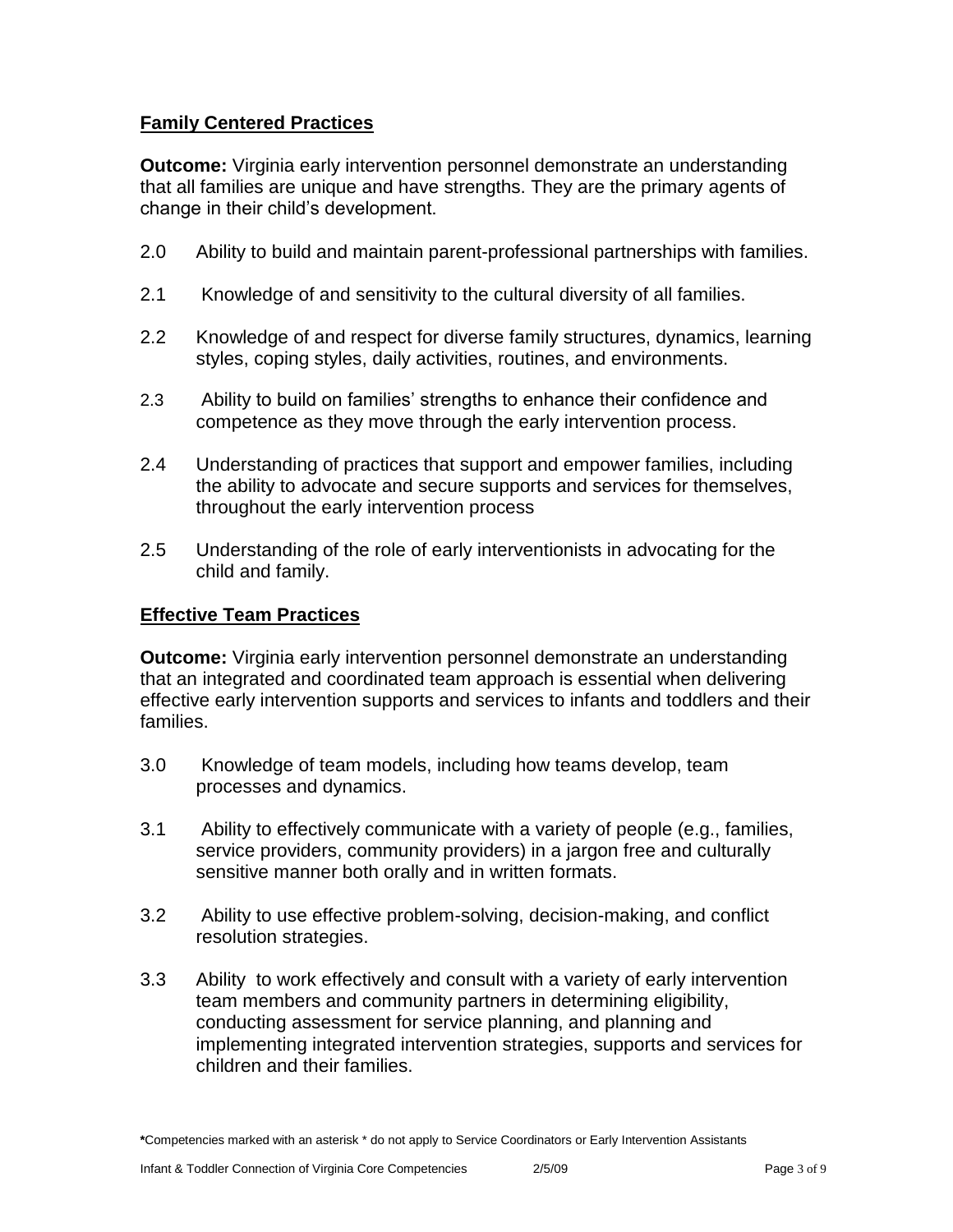## Family Centered Practices

**Outcome:** Virginia early intervention personnel demonstrate an understanding that all families are unique and have strengths. They are the primary agents of change in their child's development.

2.0 Ability to build and maintain parent-professional partnerships with families.

2.1 Knowledge of and sensitivity to the cultural diversity of all families.

2.2 Knowledge of and respect for diverse family structures, dynamics, learning styles, coping styles, daily activities, routines, and environments.

2.3 Ability to build on families' strengths to enhance their confidence and competence as they move through the early intervention process.

2.4 Understanding of practices that support and empower families, including the ability to advocate and secure supports and services for themselves, throughout the early intervention process

2.5 Understanding of the role of early interventionists in advocating for the child and family.

## Effective Team Practices

**Outcome:** Virginia early intervention personnel demonstrate an understanding that an integrated and coordinated team approach is essential when delivering effective early intervention supports and services to infants and toddlers and their families.

3.0 Knowledge of team models, including how teams develop, team processes and dynamics.

3.1 Ability to effectively communicate with a variety of people (e.g., families, service providers, community providers) in a jargon free and culturally sensitive manner both orally and in written formats.

3.2 Ability to use effective problem-solving, decision-making, and conflict resolution strategies.

3.3 Ability to work effectively and consult with a variety of early intervention team members and community partners in determining eligibility, conducting assessment for service planning, and planning and implementing integrated intervention strategies, supports and services for children and their families.

**\***Competencies marked with an asterisk * do not apply to Service Coordinators or Early Intervention Assistants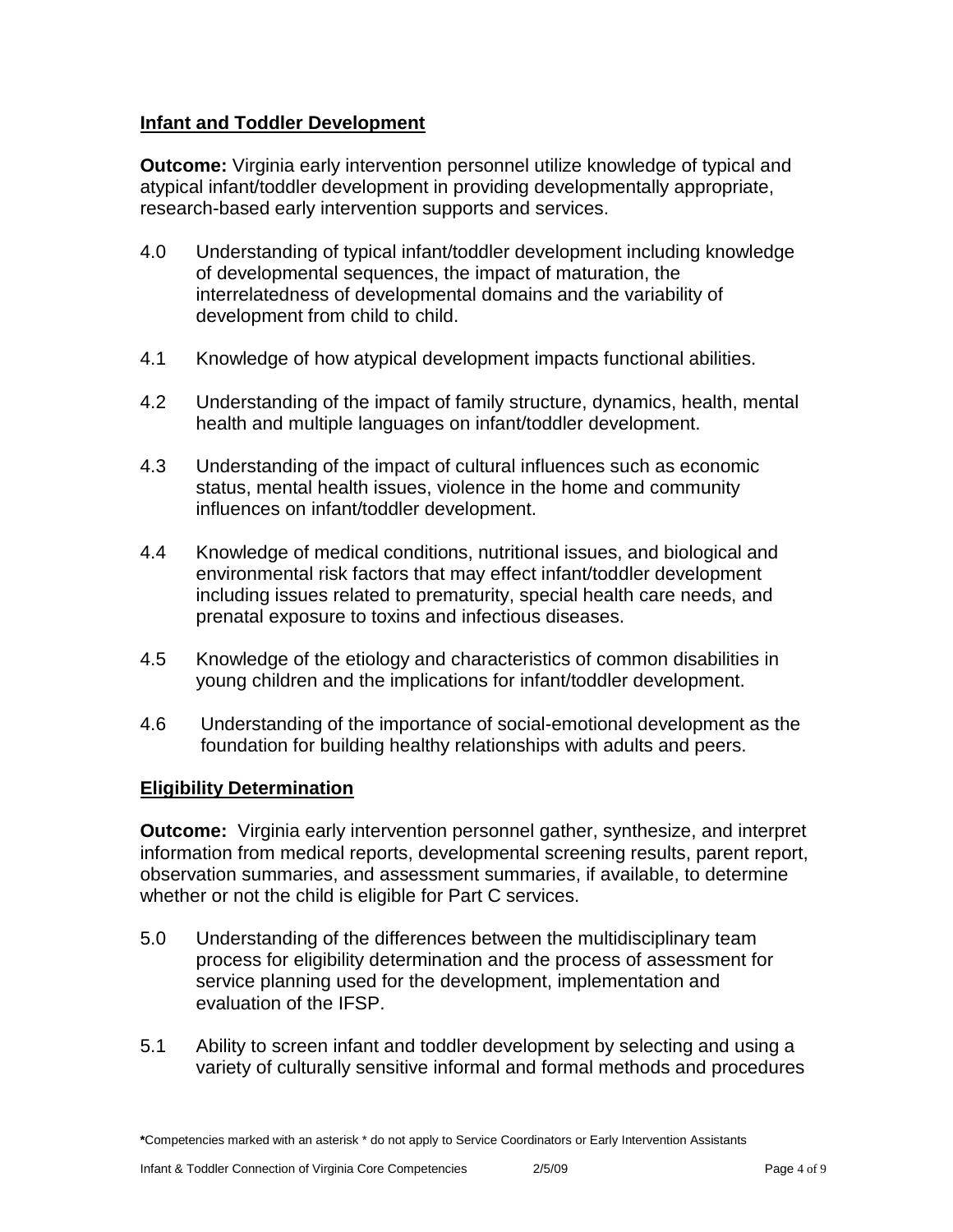## Infant and Toddler Development

**Outcome:** Virginia early intervention personnel utilize knowledge of typical and atypical infant/toddler development in providing developmentally appropriate, research-based early intervention supports and services.

4.0 Understanding of typical infant/toddler development including knowledge of developmental sequences, the impact of maturation, the interrelatedness of developmental domains and the variability of development from child to child.

4.1 Knowledge of how atypical development impacts functional abilities.

4.2 Understanding of the impact of family structure, dynamics, health, mental health and multiple languages on infant/toddler development.

4.3 Understanding of the impact of cultural influences such as economic status, mental health issues, violence in the home and community influences on infant/toddler development.

4.4 Knowledge of medical conditions, nutritional issues, and biological and environmental risk factors that may effect infant/toddler development including issues related to prematurity, special health care needs, and prenatal exposure to toxins and infectious diseases.

4.5 Knowledge of the etiology and characteristics of common disabilities in young children and the implications for infant/toddler development.

4.6 Understanding of the importance of social-emotional development as the foundation for building healthy relationships with adults and peers.

## Eligibility Determination

**Outcome:** Virginia early intervention personnel gather, synthesize, and interpret information from medical reports, developmental screening results, parent report, observation summaries, and assessment summaries, if available, to determine whether or not the child is eligible for Part C services.

5.0 Understanding of the differences between the multidisciplinary team process for eligibility determination and the process of assessment for service planning used for the development, implementation and evaluation of the IFSP.

5.1 Ability to screen infant and toddler development by selecting and using a variety of culturally sensitive informal and formal methods and procedures

**\***Competencies marked with an asterisk * do not apply to Service Coordinators or Early Intervention Assistants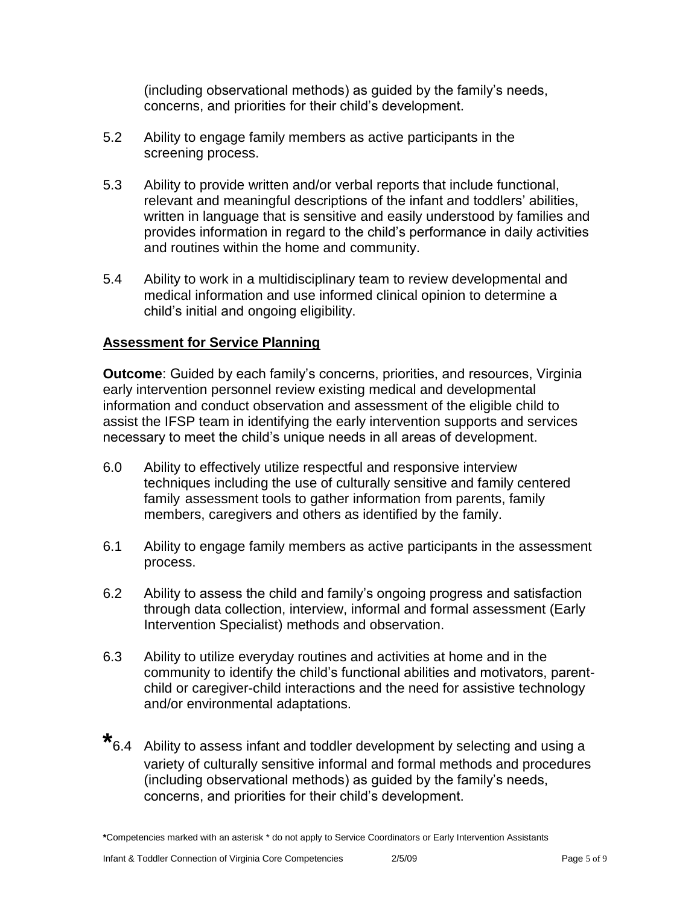(including observational methods) as guided by the family's needs, concerns, and priorities for their child's development.

5.2 Ability to engage family members as active participants in the screening process.

5.3 Ability to provide written and/or verbal reports that include functional, relevant and meaningful descriptions of the infant and toddlers' abilities, written in language that is sensitive and easily understood by families and provides information in regard to the child's performance in daily activities and routines within the home and community.

5.4 Ability to work in a multidisciplinary team to review developmental and medical information and use informed clinical opinion to determine a child's initial and ongoing eligibility.

## Assessment for Service Planning

**Outcome**: Guided by each family's concerns, priorities, and resources, Virginia early intervention personnel review existing medical and developmental information and conduct observation and assessment of the eligible child to assist the IFSP team in identifying the early intervention supports and services necessary to meet the child's unique needs in all areas of development.

6.0 Ability to effectively utilize respectful and responsive interview techniques including the use of culturally sensitive and family centered family assessment tools to gather information from parents, family members, caregivers and others as identified by the family.

6.1 Ability to engage family members as active participants in the assessment process.

6.2 Ability to assess the child and family's ongoing progress and satisfaction through data collection, interview, informal and formal assessment (Early Intervention Specialist) methods and observation.

6.3 Ability to utilize everyday routines and activities at home and in the community to identify the child's functional abilities and motivators, parent-child or caregiver-child interactions and the need for assistive technology and/or environmental adaptations.

*6.4 Ability to assess infant and toddler development by selecting and using a variety of culturally sensitive informal and formal methods and procedures (including observational methods) as guided by the family's needs, concerns, and priorities for their child's development.

*Competencies marked with an asterisk * do not apply to Service Coordinators or Early Intervention Assistants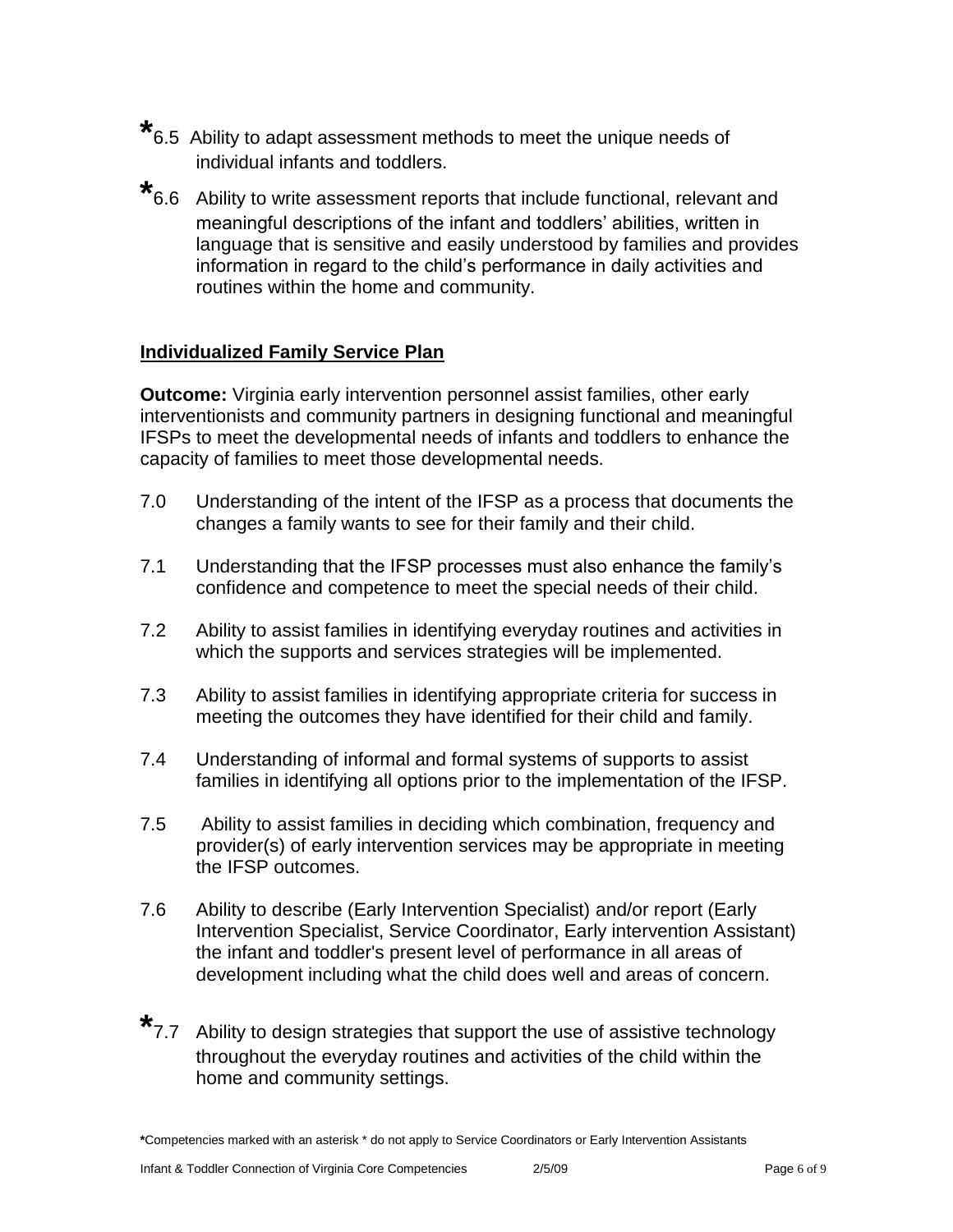*6.5 Ability to adapt assessment methods to meet the unique needs of individual infants and toddlers.

*6.6 Ability to write assessment reports that include functional, relevant and meaningful descriptions of the infant and toddlers' abilities, written in language that is sensitive and easily understood by families and provides information in regard to the child's performance in daily activities and routines within the home and community.

## Individualized Family Service Plan

**Outcome:** Virginia early intervention personnel assist families, other early interventionists and community partners in designing functional and meaningful IFSPs to meet the developmental needs of infants and toddlers to enhance the capacity of families to meet those developmental needs.

7.0 Understanding of the intent of the IFSP as a process that documents the changes a family wants to see for their family and their child.

7.1 Understanding that the IFSP processes must also enhance the family's confidence and competence to meet the special needs of their child.

7.2 Ability to assist families in identifying everyday routines and activities in which the supports and services strategies will be implemented.

7.3 Ability to assist families in identifying appropriate criteria for success in meeting the outcomes they have identified for their child and family.

7.4 Understanding of informal and formal systems of supports to assist families in identifying all options prior to the implementation of the IFSP.

7.5 Ability to assist families in deciding which combination, frequency and provider(s) of early intervention services may be appropriate in meeting the IFSP outcomes.

7.6 Ability to describe (Early Intervention Specialist) and/or report (Early Intervention Specialist, Service Coordinator, Early intervention Assistant) the infant and toddler's present level of performance in all areas of development including what the child does well and areas of concern.

*7.7 Ability to design strategies that support the use of assistive technology throughout the everyday routines and activities of the child within the home and community settings.

*Competencies marked with an asterisk * do not apply to Service Coordinators or Early Intervention Assistants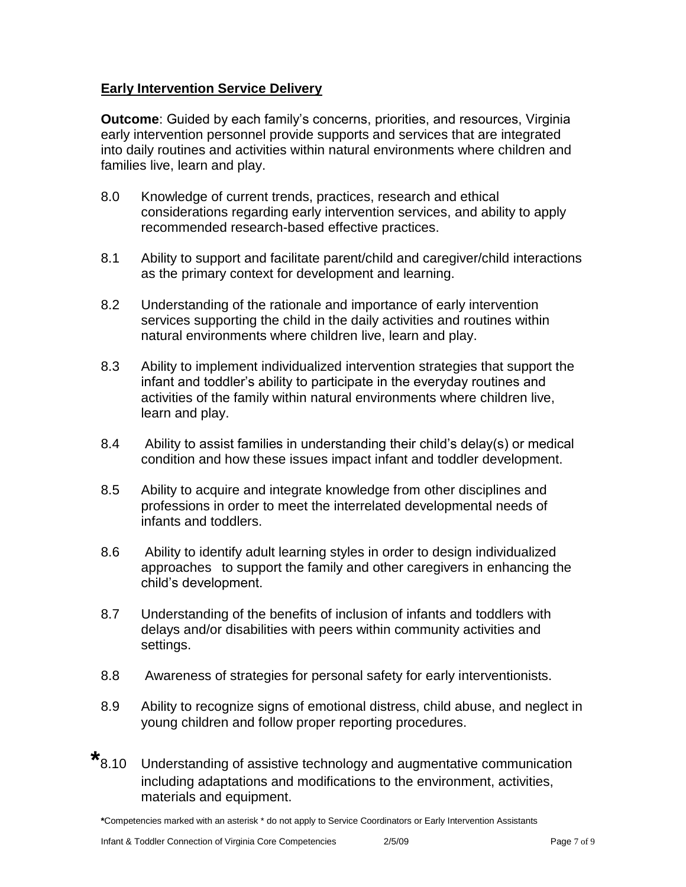## Early Intervention Service Delivery

**Outcome**: Guided by each family's concerns, priorities, and resources, Virginia early intervention personnel provide supports and services that are integrated into daily routines and activities within natural environments where children and families live, learn and play.

8.0 Knowledge of current trends, practices, research and ethical considerations regarding early intervention services, and ability to apply recommended research-based effective practices.

8.1 Ability to support and facilitate parent/child and caregiver/child interactions as the primary context for development and learning.

8.2 Understanding of the rationale and importance of early intervention services supporting the child in the daily activities and routines within natural environments where children live, learn and play.

8.3 Ability to implement individualized intervention strategies that support the infant and toddler's ability to participate in the everyday routines and activities of the family within natural environments where children live, learn and play.

8.4 Ability to assist families in understanding their child's delay(s) or medical condition and how these issues impact infant and toddler development.

8.5 Ability to acquire and integrate knowledge from other disciplines and professions in order to meet the interrelated developmental needs of infants and toddlers.

8.6 Ability to identify adult learning styles in order to design individualized approaches to support the family and other caregivers in enhancing the child's development.

8.7 Understanding of the benefits of inclusion of infants and toddlers with delays and/or disabilities with peers within community activities and settings.

8.8 Awareness of strategies for personal safety for early interventionists.

8.9 Ability to recognize signs of emotional distress, child abuse, and neglect in young children and follow proper reporting procedures.

*8.10 Understanding of assistive technology and augmentative communication including adaptations and modifications to the environment, activities, materials and equipment.

*Competencies marked with an asterisk * do not apply to Service Coordinators or Early Intervention Assistants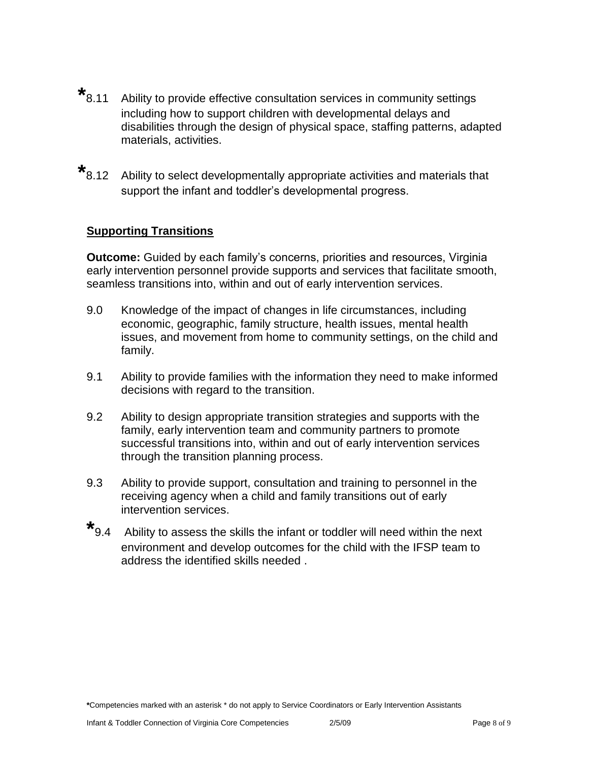*8.11 Ability to provide effective consultation services in community settings including how to support children with developmental delays and disabilities through the design of physical space, staffing patterns, adapted materials, activities.

*8.12 Ability to select developmentally appropriate activities and materials that support the infant and toddler's developmental progress.

## Supporting Transitions

**Outcome:** Guided by each family's concerns, priorities and resources, Virginia early intervention personnel provide supports and services that facilitate smooth, seamless transitions into, within and out of early intervention services.

9.0 Knowledge of the impact of changes in life circumstances, including economic, geographic, family structure, health issues, mental health issues, and movement from home to community settings, on the child and family.

9.1 Ability to provide families with the information they need to make informed decisions with regard to the transition.

9.2 Ability to design appropriate transition strategies and supports with the family, early intervention team and community partners to promote successful transitions into, within and out of early intervention services through the transition planning process.

9.3 Ability to provide support, consultation and training to personnel in the receiving agency when a child and family transitions out of early intervention services.

*9.4 Ability to assess the skills the infant or toddler will need within the next environment and develop outcomes for the child with the IFSP team to address the identified skills needed .

**\***Competencies marked with an asterisk * do not apply to Service Coordinators or Early Intervention Assistants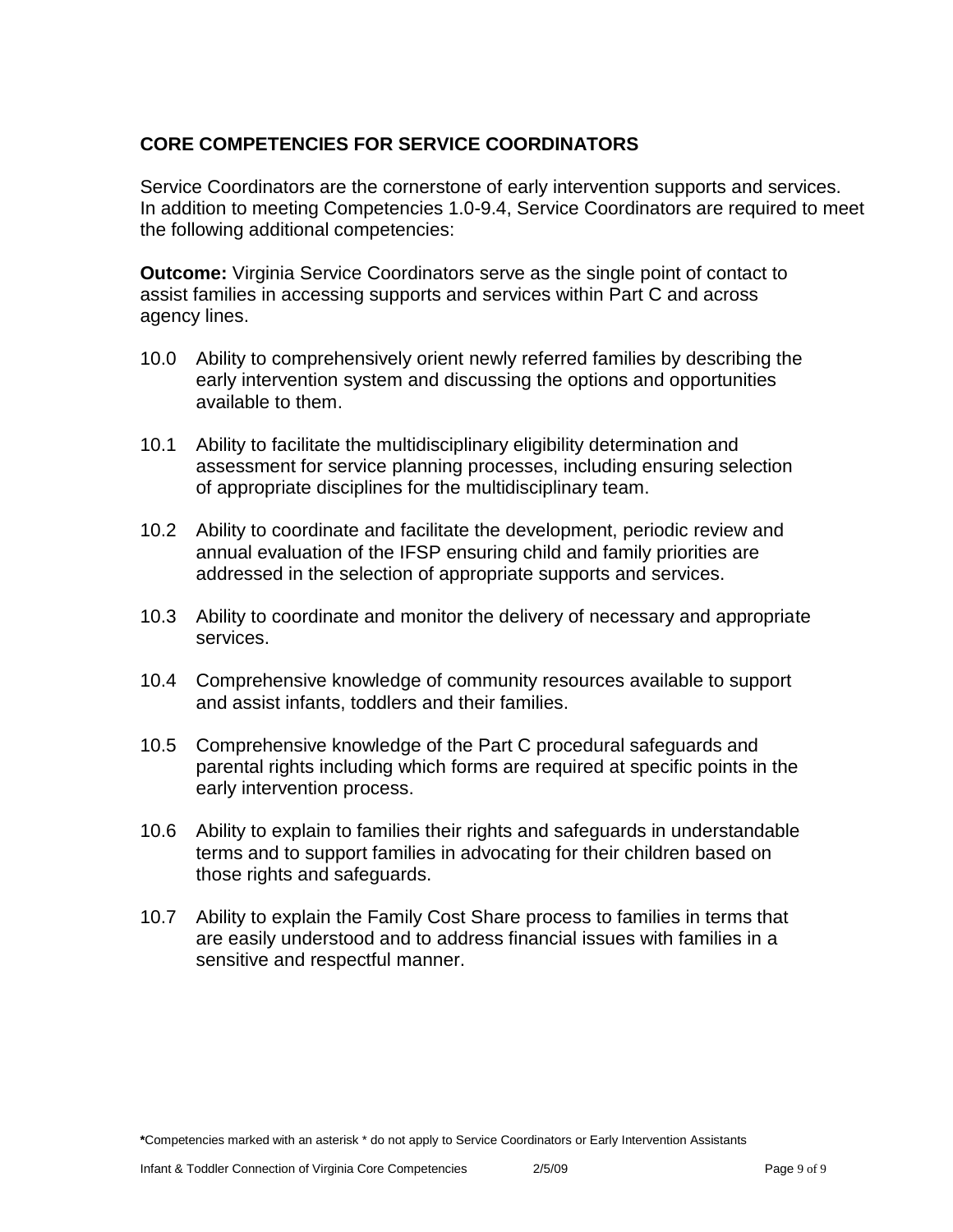## CORE COMPETENCIES FOR SERVICE COORDINATORS

Service Coordinators are the cornerstone of early intervention supports and services. In addition to meeting Competencies 1.0-9.4, Service Coordinators are required to meet the following additional competencies:

**Outcome:** Virginia Service Coordinators serve as the single point of contact to assist families in accessing supports and services within Part C and across agency lines.

10.0 Ability to comprehensively orient newly referred families by describing the early intervention system and discussing the options and opportunities available to them.

10.1 Ability to facilitate the multidisciplinary eligibility determination and assessment for service planning processes, including ensuring selection of appropriate disciplines for the multidisciplinary team.

10.2 Ability to coordinate and facilitate the development, periodic review and annual evaluation of the IFSP ensuring child and family priorities are addressed in the selection of appropriate supports and services.

10.3 Ability to coordinate and monitor the delivery of necessary and appropriate services.

10.4 Comprehensive knowledge of community resources available to support and assist infants, toddlers and their families.

10.5 Comprehensive knowledge of the Part C procedural safeguards and parental rights including which forms are required at specific points in the early intervention process.

10.6 Ability to explain to families their rights and safeguards in understandable terms and to support families in advocating for their children based on those rights and safeguards.

10.7 Ability to explain the Family Cost Share process to families in terms that are easily understood and to address financial issues with families in a sensitive and respectful manner.

**\***Competencies marked with an asterisk * do not apply to Service Coordinators or Early Intervention Assistants